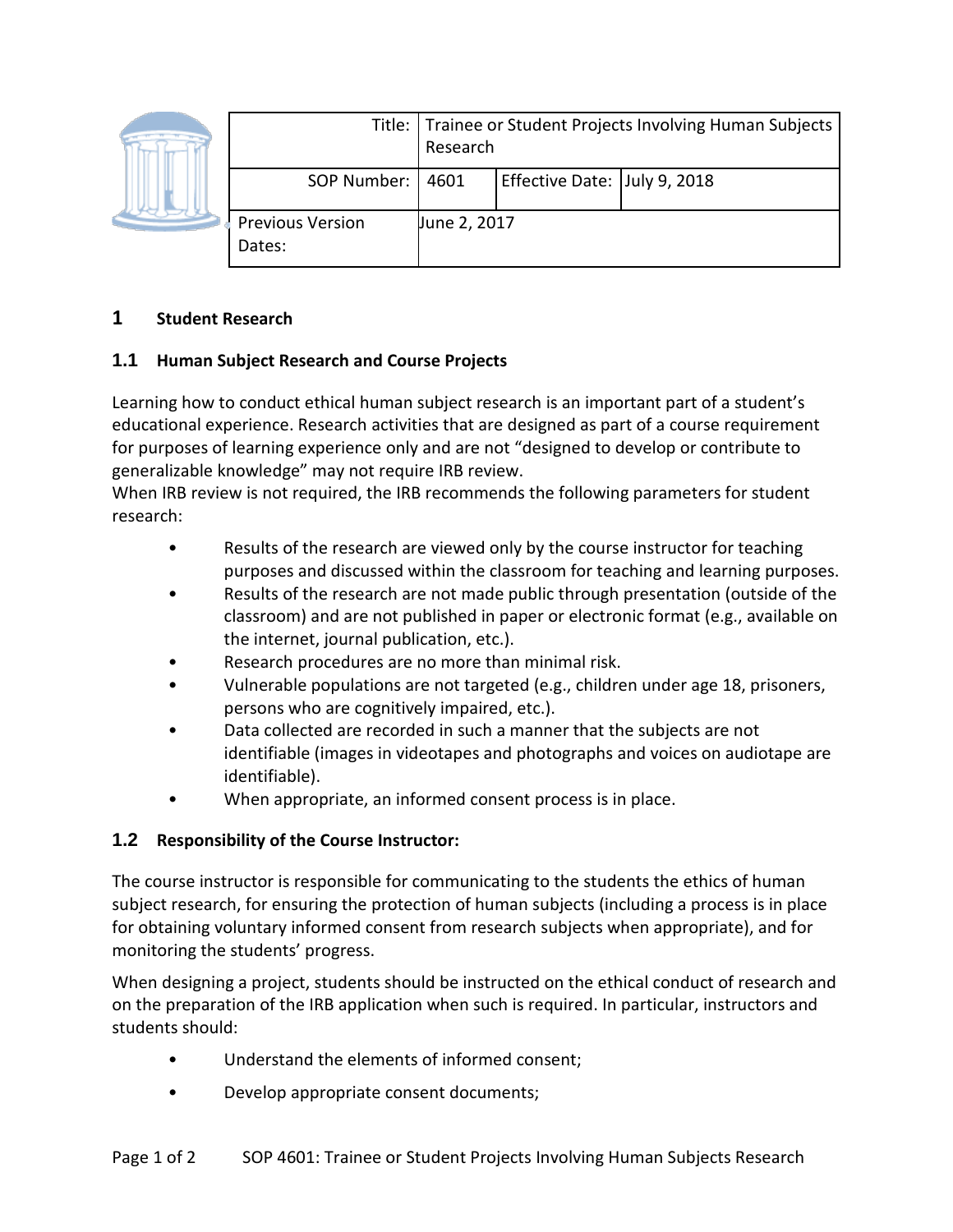| Title: | Trainee or Student Projects Involving Human Subjects Research | | |
|---|---|---|---|
| SOP Number: | 4601 | Effective Date: | July 9, 2018 |
| Previous Version Dates: | June 2, 2017 | | |

# 1 Student Research

## 1.1 Human Subject Research and Course Projects

Learning how to conduct ethical human subject research is an important part of a student's educational experience. Research activities that are designed as part of a course requirement for purposes of learning experience only and are not "designed to develop or contribute to generalizable knowledge" may not require IRB review.
When IRB review is not required, the IRB recommends the following parameters for student research:

- Results of the research are viewed only by the course instructor for teaching purposes and discussed within the classroom for teaching and learning purposes.
- Results of the research are not made public through presentation (outside of the classroom) and are not published in paper or electronic format (e.g., available on the internet, journal publication, etc.).
- Research procedures are no more than minimal risk.
- Vulnerable populations are not targeted (e.g., children under age 18, prisoners, persons who are cognitively impaired, etc.).
- Data collected are recorded in such a manner that the subjects are not identifiable (images in videotapes and photographs and voices on audiotape are identifiable).
- When appropriate, an informed consent process is in place.

## 1.2 Responsibility of the Course Instructor:

The course instructor is responsible for communicating to the students the ethics of human subject research, for ensuring the protection of human subjects (including a process is in place for obtaining voluntary informed consent from research subjects when appropriate), and for monitoring the students' progress.

When designing a project, students should be instructed on the ethical conduct of research and on the preparation of the IRB application when such is required. In particular, instructors and students should:

- Understand the elements of informed consent;
- Develop appropriate consent documents;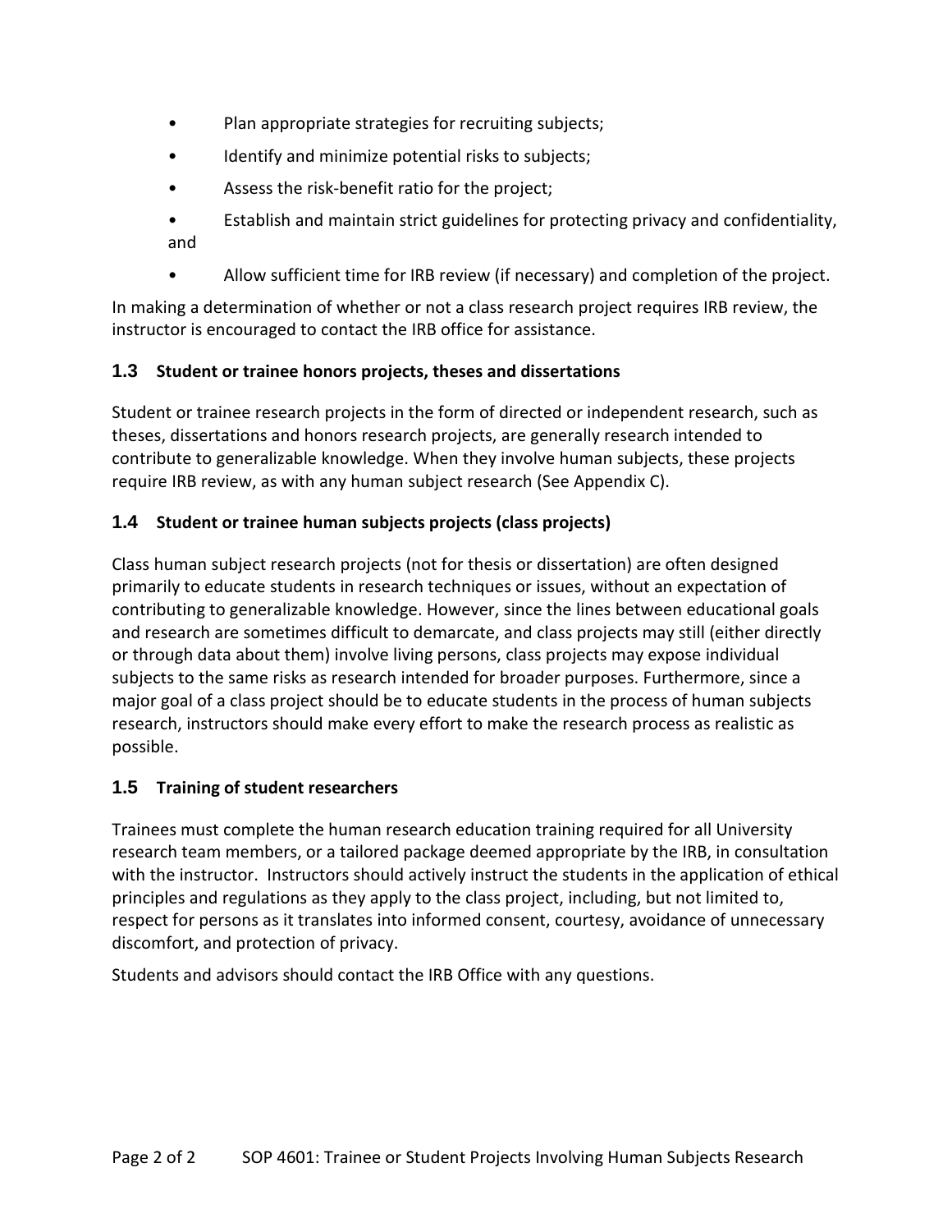- Plan appropriate strategies for recruiting subjects;
- Identify and minimize potential risks to subjects;
- Assess the risk-benefit ratio for the project;
- Establish and maintain strict guidelines for protecting privacy and confidentiality, and
- Allow sufficient time for IRB review (if necessary) and completion of the project.

In making a determination of whether or not a class research project requires IRB review, the instructor is encouraged to contact the IRB office for assistance.

### 1.3 Student or trainee honors projects, theses and dissertations

Student or trainee research projects in the form of directed or independent research, such as theses, dissertations and honors research projects, are generally research intended to contribute to generalizable knowledge. When they involve human subjects, these projects require IRB review, as with any human subject research (See Appendix C).

### 1.4 Student or trainee human subjects projects (class projects)

Class human subject research projects (not for thesis or dissertation) are often designed primarily to educate students in research techniques or issues, without an expectation of contributing to generalizable knowledge. However, since the lines between educational goals and research are sometimes difficult to demarcate, and class projects may still (either directly or through data about them) involve living persons, class projects may expose individual subjects to the same risks as research intended for broader purposes. Furthermore, since a major goal of a class project should be to educate students in the process of human subjects research, instructors should make every effort to make the research process as realistic as possible.

### 1.5 Training of student researchers

Trainees must complete the human research education training required for all University research team members, or a tailored package deemed appropriate by the IRB, in consultation with the instructor. Instructors should actively instruct the students in the application of ethical principles and regulations as they apply to the class project, including, but not limited to, respect for persons as it translates into informed consent, courtesy, avoidance of unnecessary discomfort, and protection of privacy.

Students and advisors should contact the IRB Office with any questions.